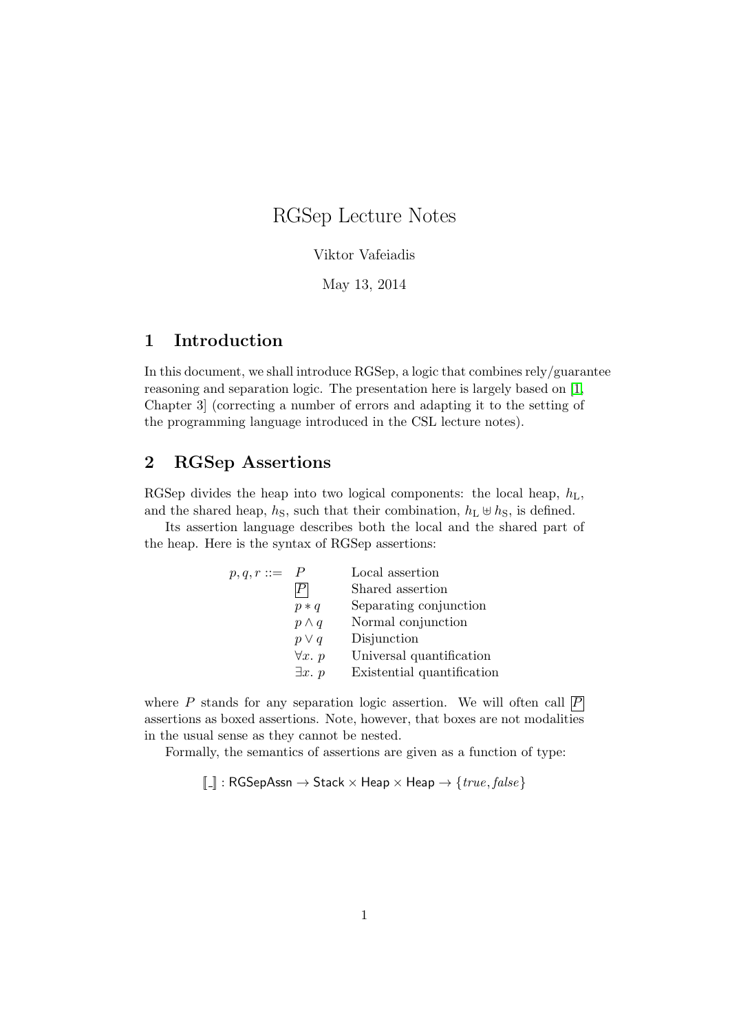# RGSep Lecture Notes

Viktor Vafeiadis

May 13, 2014

## 1 Introduction

In this document, we shall introduce RGSep, a logic that combines rely/guarantee reasoning and separation logic. The presentation here is largely based on [1, Chapter 3] (correcting a number of errors and adapting it to the setting of the programming language introduced in the CSL lecture notes).

## 2 RGSep Assertions

RGSep divides the heap into two logical components: the local heap, $h_{\mathrm{L}}$, and the shared heap, $h_{\mathrm{S}}$, such that their combination, $h_{\mathrm{L}} \uplus h_{\mathrm{S}}$, is defined.

Its assertion language describes both the local and the shared part of the heap. Here is the syntax of RGSep assertions:

$$
\begin{array}{rll}
p, q, r ::= & P & \text{Local assertion} \\
& \boxed{P} & \text{Shared assertion} \\
& p * q & \text{Separating conjunction} \\
& p \wedge q & \text{Normal conjunction} \\
& p \vee q & \text{Disjunction} \\
& \forall x.\ p & \text{Universal quantification} \\
& \exists x.\ p & \text{Existential quantification}
\end{array}
$$

where $P$ stands for any separation logic assertion. We will often call $\boxed{P}$ assertions as boxed assertions. Note, however, that boxes are not modalities in the usual sense as they cannot be nested.

Formally, the semantics of assertions are given as a function of type:

$$
[\![\_]\!] : \mathsf{RGSepAssn} \rightarrow \mathsf{Stack} \times \mathsf{Heap} \times \mathsf{Heap} \rightarrow \{\mathit{true}, \mathit{false}\}
$$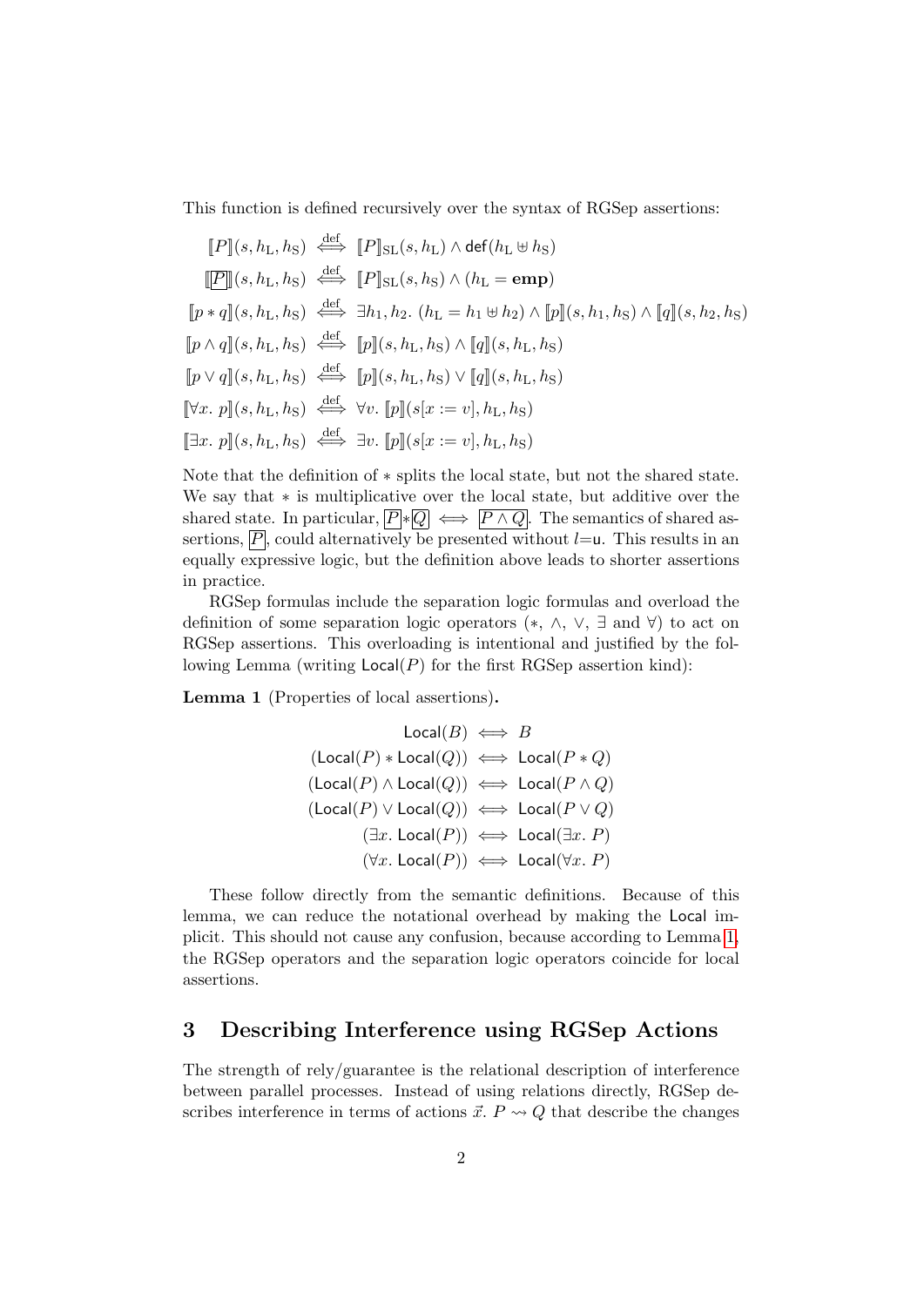This function is defined recursively over the syntax of RGSep assertions:

$$
\begin{aligned}
[\![P]\!](s, h_{\mathrm{L}}, h_{\mathrm{S}}) &\overset{\mathrm{def}}{\iff} [\![P]\!]_{\mathrm{SL}}(s, h_{\mathrm{L}}) \wedge \mathsf{def}(h_{\mathrm{L}} \uplus h_{\mathrm{S}}) \\
[\![\boxed{P}]\!](s, h_{\mathrm{L}}, h_{\mathrm{S}}) &\overset{\mathrm{def}}{\iff} [\![P]\!]_{\mathrm{SL}}(s, h_{\mathrm{S}}) \wedge (h_{\mathrm{L}} = \mathbf{emp}) \\
[\![p * q]\!](s, h_{\mathrm{L}}, h_{\mathrm{S}}) &\overset{\mathrm{def}}{\iff} \exists h_1, h_2.\ (h_{\mathrm{L}} = h_1 \uplus h_2) \wedge [\![p]\!](s, h_1, h_{\mathrm{S}}) \wedge [\![q]\!](s, h_2, h_{\mathrm{S}}) \\
[\![p \wedge q]\!](s, h_{\mathrm{L}}, h_{\mathrm{S}}) &\overset{\mathrm{def}}{\iff} [\![p]\!](s, h_{\mathrm{L}}, h_{\mathrm{S}}) \wedge [\![q]\!](s, h_{\mathrm{L}}, h_{\mathrm{S}}) \\
[\![p \vee q]\!](s, h_{\mathrm{L}}, h_{\mathrm{S}}) &\overset{\mathrm{def}}{\iff} [\![p]\!](s, h_{\mathrm{L}}, h_{\mathrm{S}}) \vee [\![q]\!](s, h_{\mathrm{L}}, h_{\mathrm{S}}) \\
[\![\forall x.\ p]\!](s, h_{\mathrm{L}}, h_{\mathrm{S}}) &\overset{\mathrm{def}}{\iff} \forall v.\ [\![p]\!](s[x := v], h_{\mathrm{L}}, h_{\mathrm{S}}) \\
[\![\exists x.\ p]\!](s, h_{\mathrm{L}}, h_{\mathrm{S}}) &\overset{\mathrm{def}}{\iff} \exists v.\ [\![p]\!](s[x := v], h_{\mathrm{L}}, h_{\mathrm{S}})
\end{aligned}
$$

Note that the definition of $*$ splits the local state, but not the shared state. We say that $*$ is multiplicative over the local state, but additive over the shared state. In particular, $\boxed{P} * \boxed{Q} \iff \boxed{P \wedge Q}$. The semantics of shared assertions, $\boxed{P}$, could alternatively be presented without $l{=}\mathsf{u}$. This results in an equally expressive logic, but the definition above leads to shorter assertions in practice.

RGSep formulas include the separation logic formulas and overload the definition of some separation logic operators ($*$, $\wedge$, $\vee$, $\exists$ and $\forall$) to act on RGSep assertions. This overloading is intentional and justified by the following Lemma (writing $\mathsf{Local}(P)$ for the first RGSep assertion kind):

**Lemma 1** (Properties of local assertions)**.**

$$
\begin{aligned}
\mathsf{Local}(B) &\iff B \\
(\mathsf{Local}(P) * \mathsf{Local}(Q)) &\iff \mathsf{Local}(P * Q) \\
(\mathsf{Local}(P) \wedge \mathsf{Local}(Q)) &\iff \mathsf{Local}(P \wedge Q) \\
(\mathsf{Local}(P) \vee \mathsf{Local}(Q)) &\iff \mathsf{Local}(P \vee Q) \\
(\exists x.\ \mathsf{Local}(P)) &\iff \mathsf{Local}(\exists x.\ P) \\
(\forall x.\ \mathsf{Local}(P)) &\iff \mathsf{Local}(\forall x.\ P)
\end{aligned}
$$

These follow directly from the semantic definitions. Because of this lemma, we can reduce the notational overhead by making the Local implicit. This should not cause any confusion, because according to Lemma 1, the RGSep operators and the separation logic operators coincide for local assertions.

## 3 Describing Interference using RGSep Actions

The strength of rely/guarantee is the relational description of interference between parallel processes. Instead of using relations directly, RGSep describes interference in terms of actions $\vec{x}.\ P \rightsquigarrow Q$ that describe the changes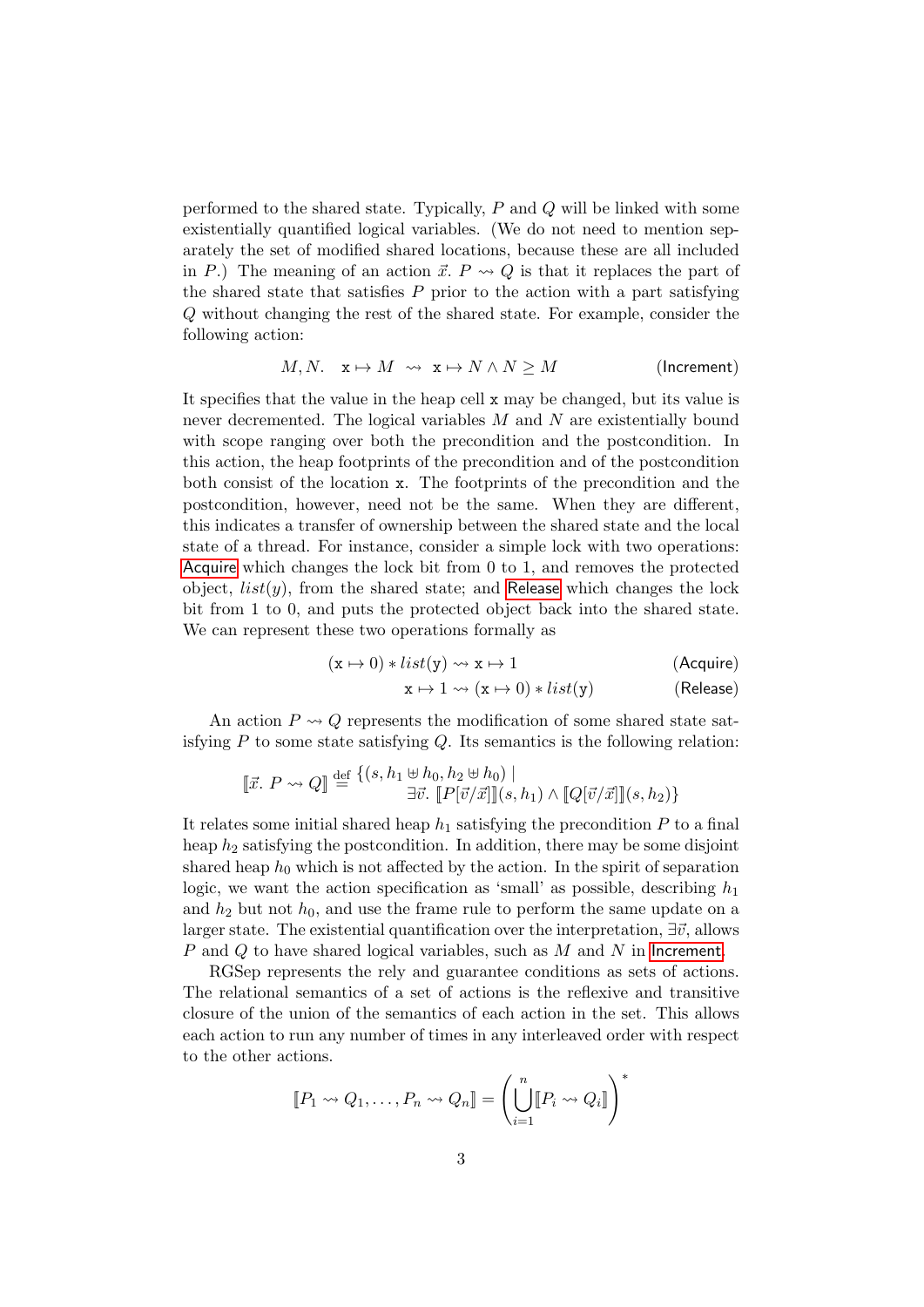performed to the shared state. Typically, $P$ and $Q$ will be linked with some existentially quantified logical variables. (We do not need to mention separately the set of modified shared locations, because these are all included in $P$.) The meaning of an action $\vec{x}.\ P \rightsquigarrow Q$ is that it replaces the part of the shared state that satisfies $P$ prior to the action with a part satisfying $Q$ without changing the rest of the shared state. For example, consider the following action:

$$M, N. \quad \mathtt{x} \mapsto M \ \rightsquigarrow\ \mathtt{x} \mapsto N \wedge N \geq M \tag{Increment}$$

It specifies that the value in the heap cell `x` may be changed, but its value is never decremented. The logical variables $M$ and $N$ are existentially bound with scope ranging over both the precondition and the postcondition. In this action, the heap footprints of the precondition and of the postcondition both consist of the location `x`. The footprints of the precondition and the postcondition, however, need not be the same. When they are different, this indicates a transfer of ownership between the shared state and the local state of a thread. For instance, consider a simple lock with two operations: Acquire which changes the lock bit from 0 to 1, and removes the protected object, $list(y)$, from the shared state; and Release which changes the lock bit from 1 to 0, and puts the protected object back into the shared state. We can represent these two operations formally as

$$(\mathtt{x} \mapsto 0) * list(\mathtt{y}) \rightsquigarrow \mathtt{x} \mapsto 1 \tag{Acquire}$$

$$\mathtt{x} \mapsto 1 \rightsquigarrow (\mathtt{x} \mapsto 0) * list(\mathtt{y}) \tag{Release}$$

An action $P \rightsquigarrow Q$ represents the modification of some shared state satisfying $P$ to some state satisfying $Q$. Its semantics is the following relation:

$$[\![\vec{x}.\ P \rightsquigarrow Q]\!] \stackrel{\text{def}}{=} \begin{array}{l}\{(s, h_1 \uplus h_0, h_2 \uplus h_0) \mid \\ \quad \exists \vec{v}.\ [\![P[\vec{v}/\vec{x}]]\!](s, h_1) \wedge [\![Q[\vec{v}/\vec{x}]]\!](s, h_2)\}\end{array}$$

It relates some initial shared heap $h_1$ satisfying the precondition $P$ to a final heap $h_2$ satisfying the postcondition. In addition, there may be some disjoint shared heap $h_0$ which is not affected by the action. In the spirit of separation logic, we want the action specification as 'small' as possible, describing $h_1$ and $h_2$ but not $h_0$, and use the frame rule to perform the same update on a larger state. The existential quantification over the interpretation, $\exists \vec{v}$, allows $P$ and $Q$ to have shared logical variables, such as $M$ and $N$ in Increment.

RGSep represents the rely and guarantee conditions as sets of actions. The relational semantics of a set of actions is the reflexive and transitive closure of the union of the semantics of each action in the set. This allows each action to run any number of times in any interleaved order with respect to the other actions.

$$[\![P_1 \rightsquigarrow Q_1, \ldots, P_n \rightsquigarrow Q_n]\!] = \left( \bigcup_{i=1}^{n} [\![P_i \rightsquigarrow Q_i]\!] \right)^*$$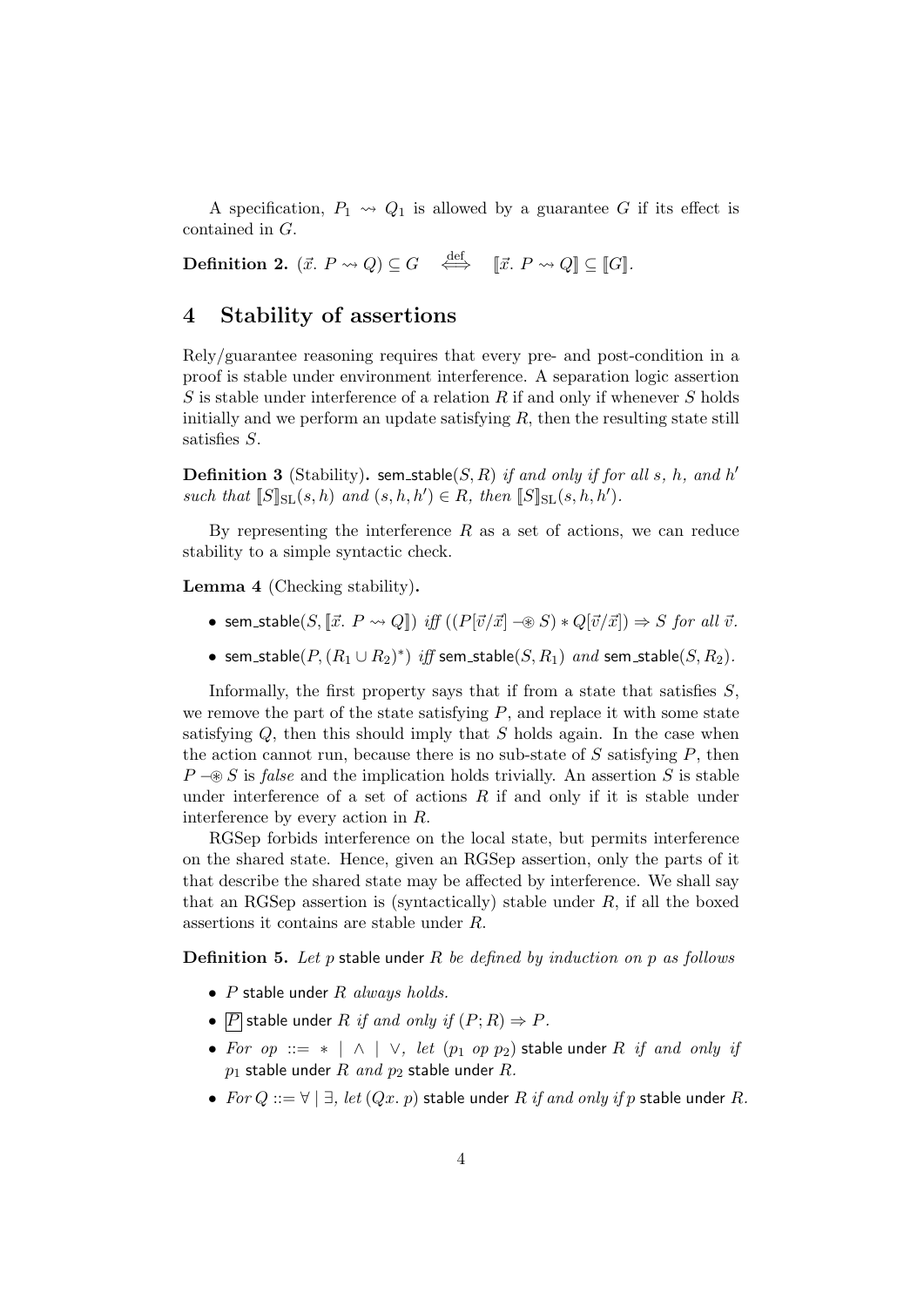A specification, $P_1 \rightsquigarrow Q_1$ is allowed by a guarantee $G$ if its effect is contained in $G$.

**Definition 2.** $(\vec{x}.\ P \rightsquigarrow Q) \subseteq G \quad \stackrel{\text{def}}{\iff} \quad [\![\vec{x}.\ P \rightsquigarrow Q]\!] \subseteq [\![G]\!]$.

## 4 Stability of assertions

Rely/guarantee reasoning requires that every pre- and post-condition in a proof is stable under environment interference. A separation logic assertion $S$ is stable under interference of a relation $R$ if and only if whenever $S$ holds initially and we perform an update satisfying $R$, then the resulting state still satisfies $S$.

**Definition 3** (Stability)**.** *$\mathsf{sem\_stable}(S, R)$ if and only if for all $s$, $h$, and $h'$ such that $[\![S]\!]_{\mathrm{SL}}(s, h)$ and $(s, h, h') \in R$, then $[\![S]\!]_{\mathrm{SL}}(s, h')$.*

By representing the interference $R$ as a set of actions, we can reduce stability to a simple syntactic check.

**Lemma 4** (Checking stability)**.**

- *$\mathsf{sem\_stable}(S, [\![\vec{x}.\ P \rightsquigarrow Q]\!])$ iff $((P[\vec{v}/\vec{x}] -\!\circledast S) * Q[\vec{v}/\vec{x}]) \Rightarrow S$ for all $\vec{v}$.*
- *$\mathsf{sem\_stable}(P, (R_1 \cup R_2)^*)$ iff $\mathsf{sem\_stable}(S, R_1)$ and $\mathsf{sem\_stable}(S, R_2)$.*

Informally, the first property says that if from a state that satisfies $S$, we remove the part of the state satisfying $P$, and replace it with some state satisfying $Q$, then this should imply that $S$ holds again. In the case when the action cannot run, because there is no sub-state of $S$ satisfying $P$, then $P -\!\circledast S$ is *false* and the implication holds trivially. An assertion $S$ is stable under interference of a set of actions $R$ if and only if it is stable under interference by every action in $R$.

RGSep forbids interference on the local state, but permits interference on the shared state. Hence, given an RGSep assertion, only the parts of it that describe the shared state may be affected by interference. We shall say that an RGSep assertion is (syntactically) stable under $R$, if all the boxed assertions it contains are stable under $R$.

**Definition 5.** *Let $p$ $\mathsf{stable\ under}$ $R$ be defined by induction on $p$ as follows*

- *$P$ $\mathsf{stable\ under}$ $R$ always holds.*
- *$\boxed{P}$ $\mathsf{stable\ under}$ $R$ if and only if $(P; R) \Rightarrow P$.*
- *For $op ::= * \mid \wedge \mid \vee$, let $(p_1\ op\ p_2)$ $\mathsf{stable\ under}$ $R$ if and only if $p_1$ $\mathsf{stable\ under}$ $R$ and $p_2$ $\mathsf{stable\ under}$ $R$.*
- *For $Q ::= \forall \mid \exists$, let $(Qx.\ p)$ $\mathsf{stable\ under}$ $R$ if and only if $p$ $\mathsf{stable\ under}$ $R$.*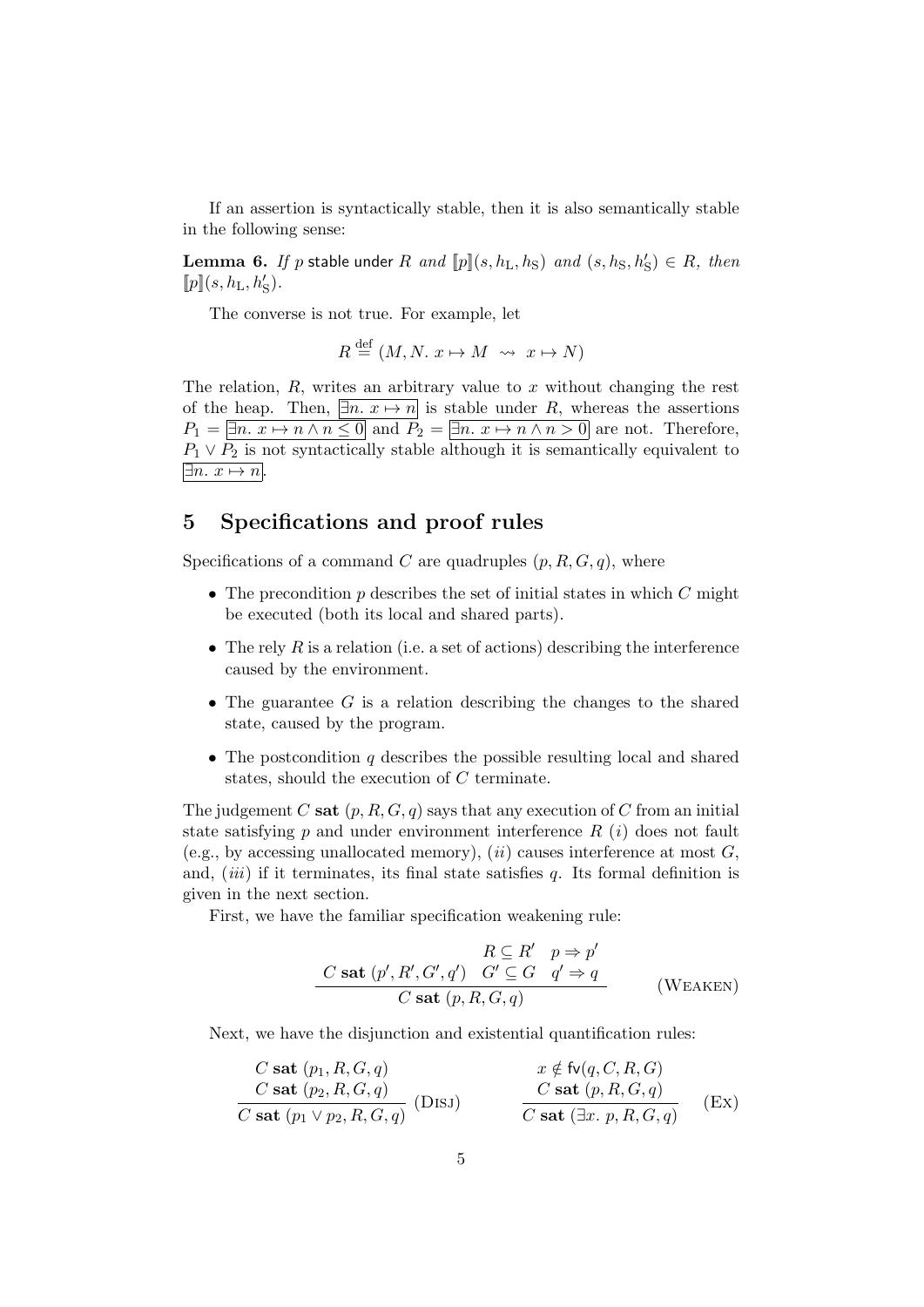If an assertion is syntactically stable, then it is also semantically stable in the following sense:

**Lemma 6.** *If* $p$ stable under $R$ *and* $[\![p]\!](s, h_{\mathrm{L}}, h_{\mathrm{S}})$ *and* $(s, h_{\mathrm{S}}, h'_{\mathrm{S}}) \in R$, *then* $[\![p]\!](s, h_{\mathrm{L}}, h'_{\mathrm{S}})$.

The converse is not true. For example, let

$$R \stackrel{\text{def}}{=} (M, N.\ x \mapsto M \ \leadsto \ x \mapsto N)$$

The relation, $R$, writes an arbitrary value to $x$ without changing the rest of the heap. Then, $\boxed{\exists n.\ x \mapsto n}$ is stable under $R$, whereas the assertions $P_1 = \boxed{\exists n.\ x \mapsto n \wedge n \leq 0}$ and $P_2 = \boxed{\exists n.\ x \mapsto n \wedge n > 0}$ are not. Therefore, $P_1 \vee P_2$ is not syntactically stable although it is semantically equivalent to $\boxed{\exists n.\ x \mapsto n}$.

## 5 Specifications and proof rules

Specifications of a command $C$ are quadruples $(p, R, G, q)$, where

- The precondition $p$ describes the set of initial states in which $C$ might be executed (both its local and shared parts).
- The rely $R$ is a relation (i.e. a set of actions) describing the interference caused by the environment.
- The guarantee $G$ is a relation describing the changes to the shared state, caused by the program.
- The postcondition $q$ describes the possible resulting local and shared states, should the execution of $C$ terminate.

The judgement $C$ **sat** $(p, R, G, q)$ says that any execution of $C$ from an initial state satisfying $p$ and under environment interference $R$ $(i)$ does not fault (e.g., by accessing unallocated memory), $(ii)$ causes interference at most $G$, and, $(iii)$ if it terminates, its final state satisfies $q$. Its formal definition is given in the next section.

First, we have the familiar specification weakening rule:

$$\frac{C\ \textbf{sat}\ (p', R', G', q') \quad \begin{array}{cc} R \subseteq R' & p \Rightarrow p' \\ G' \subseteq G & q' \Rightarrow q \end{array}}{C\ \textbf{sat}\ (p, R, G, q)} \quad (\textsc{Weaken})$$

Next, we have the disjunction and existential quantification rules:

$$\frac{\begin{array}{c} C\ \textbf{sat}\ (p_1, R, G, q) \\ C\ \textbf{sat}\ (p_2, R, G, q) \end{array}}{C\ \textbf{sat}\ (p_1 \vee p_2, R, G, q)} \ (\textsc{Disj}) \qquad \frac{\begin{array}{c} x \notin \mathsf{fv}(q, C, R, G) \\ C\ \textbf{sat}\ (p, R, G, q) \end{array}}{C\ \textbf{sat}\ (\exists x.\ p, R, G, q)} \ (\textsc{Ex})$$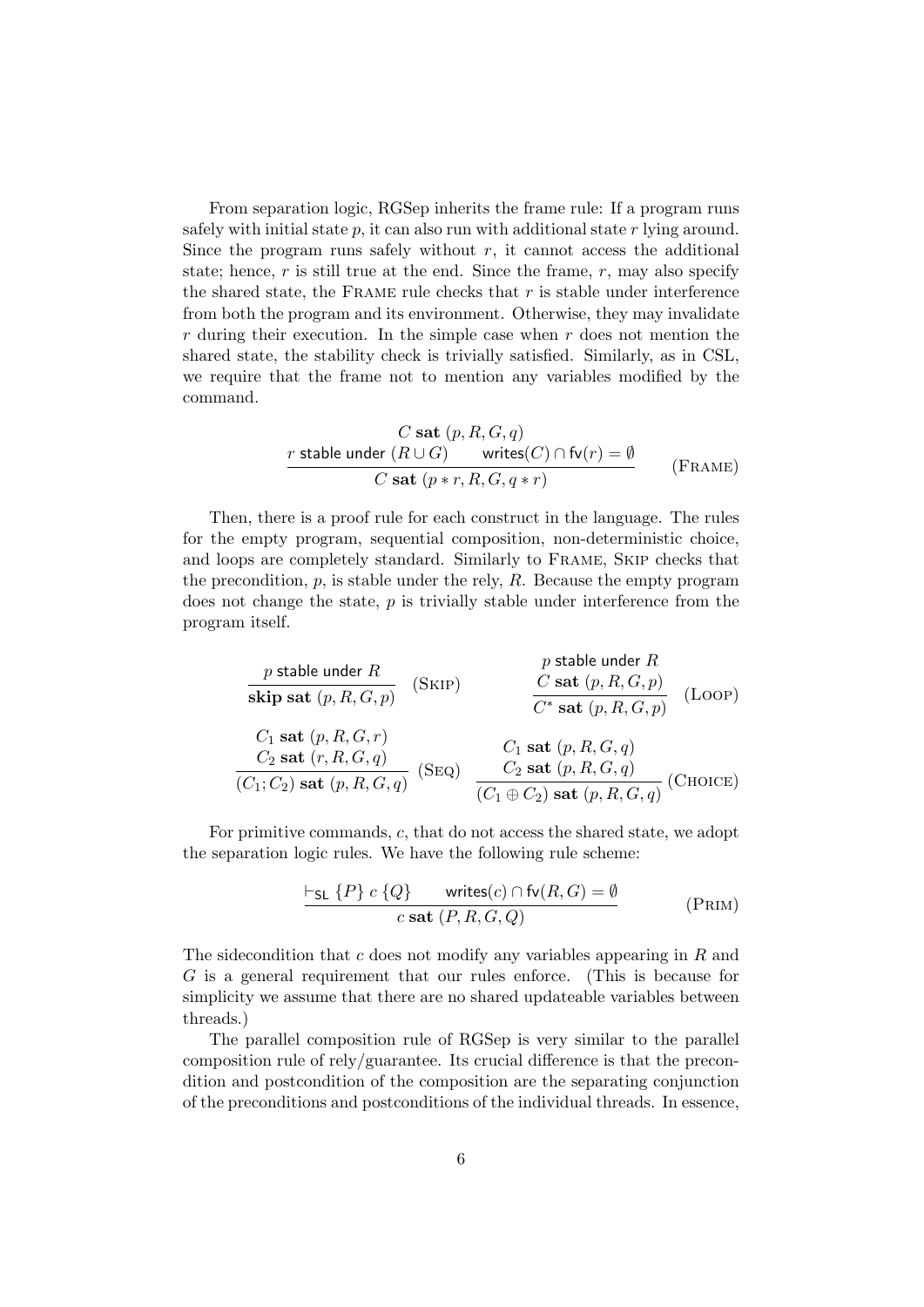From separation logic, RGSep inherits the frame rule: If a program runs safely with initial state $p$, it can also run with additional state $r$ lying around. Since the program runs safely without $r$, it cannot access the additional state; hence, $r$ is still true at the end. Since the frame, $r$, may also specify the shared state, the FRAME rule checks that $r$ is stable under interference from both the program and its environment. Otherwise, they may invalidate $r$ during their execution. In the simple case when $r$ does not mention the shared state, the stability check is trivially satisfied. Similarly, as in CSL, we require that the frame not to mention any variables modified by the command.

$$\frac{C \textbf{ sat } (p, R, G, q) \qquad r \text{ stable under } (R \cup G) \qquad \mathsf{writes}(C) \cap \mathsf{fv}(r) = \emptyset}{C \textbf{ sat } (p * r, R, G, q * r)} \quad \text{(FRAME)}$$

Then, there is a proof rule for each construct in the language. The rules for the empty program, sequential composition, non-deterministic choice, and loops are completely standard. Similarly to FRAME, SKIP checks that the precondition, $p$, is stable under the rely, $R$. Because the empty program does not change the state, $p$ is trivially stable under interference from the program itself.

$$\frac{p \text{ stable under } R}{\textbf{skip sat } (p, R, G, p)} \quad \text{(SKIP)} \qquad \frac{p \text{ stable under } R \qquad C \textbf{ sat } (p, R, G, p)}{C^* \textbf{ sat } (p, R, G, p)} \quad \text{(LOOP)}$$

$$\frac{C_1 \textbf{ sat } (p, R, G, r) \qquad C_2 \textbf{ sat } (r, R, G, q)}{(C_1; C_2) \textbf{ sat } (p, R, G, q)} \quad \text{(SEQ)} \qquad \frac{C_1 \textbf{ sat } (p, R, G, q) \qquad C_2 \textbf{ sat } (p, R, G, q)}{(C_1 \oplus C_2) \textbf{ sat } (p, R, G, q)} \quad \text{(CHOICE)}$$

For primitive commands, $c$, that do not access the shared state, we adopt the separation logic rules. We have the following rule scheme:

$$\frac{\vdash_{\mathsf{SL}} \{P\}\ c\ \{Q\} \qquad \mathsf{writes}(c) \cap \mathsf{fv}(R, G) = \emptyset}{c \textbf{ sat } (P, R, G, Q)} \quad \text{(PRIM)}$$

The sidecondition that $c$ does not modify any variables appearing in $R$ and $G$ is a general requirement that our rules enforce. (This is because for simplicity we assume that there are no shared updateable variables between threads.)

The parallel composition rule of RGSep is very similar to the parallel composition rule of rely/guarantee. Its crucial difference is that the precondition and postcondition of the composition are the separating conjunction of the preconditions and postconditions of the individual threads. In essence,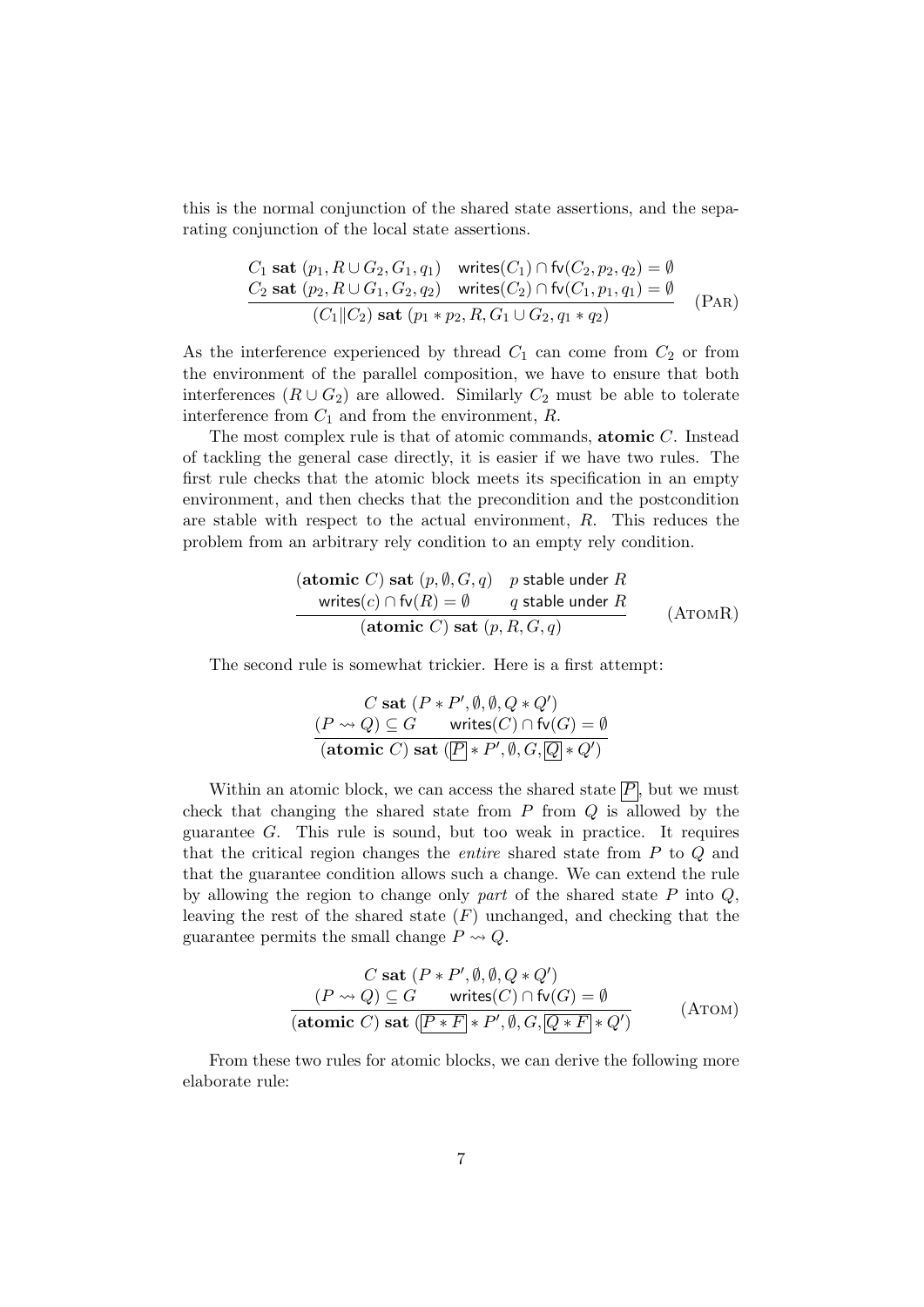this is the normal conjunction of the shared state assertions, and the separating conjunction of the local state assertions.

$$\frac{\begin{array}{ll} C_1 \ \mathbf{sat}\ (p_1, R \cup G_2, G_1, q_1) & \mathsf{writes}(C_1) \cap \mathsf{fv}(C_2, p_2, q_2) = \emptyset \\ C_2 \ \mathbf{sat}\ (p_2, R \cup G_1, G_2, q_2) & \mathsf{writes}(C_2) \cap \mathsf{fv}(C_1, p_1, q_1) = \emptyset \end{array}}{(C_1 \| C_2)\ \mathbf{sat}\ (p_1 * p_2, R, G_1 \cup G_2, q_1 * q_2)} \quad (\text{PAR})$$

As the interference experienced by thread $C_1$ can come from $C_2$ or from the environment of the parallel composition, we have to ensure that both interferences ($R \cup G_2$) are allowed. Similarly $C_2$ must be able to tolerate interference from $C_1$ and from the environment, $R$.

The most complex rule is that of atomic commands, **atomic** $C$. Instead of tackling the general case directly, it is easier if we have two rules. The first rule checks that the atomic block meets its specification in an empty environment, and then checks that the precondition and the postcondition are stable with respect to the actual environment, $R$. This reduces the problem from an arbitrary rely condition to an empty rely condition.

$$\frac{\begin{array}{ll} (\mathbf{atomic}\ C)\ \mathbf{sat}\ (p, \emptyset, G, q) & p \text{ stable under } R \\ \mathsf{writes}(c) \cap \mathsf{fv}(R) = \emptyset & q \text{ stable under } R \end{array}}{(\mathbf{atomic}\ C)\ \mathbf{sat}\ (p, R, G, q)} \quad (\text{ATOMR})$$

The second rule is somewhat trickier. Here is a first attempt:

$$\frac{\begin{array}{c} C\ \mathbf{sat}\ (P * P', \emptyset, \emptyset, Q * Q') \\ (P \rightsquigarrow Q) \subseteq G \qquad \mathsf{writes}(C) \cap \mathsf{fv}(G) = \emptyset \end{array}}{(\mathbf{atomic}\ C)\ \mathbf{sat}\ (\boxed{P} * P', \emptyset, G, \boxed{Q} * Q')}$$

Within an atomic block, we can access the shared state $\boxed{P}$, but we must check that changing the shared state from $P$ from $Q$ is allowed by the guarantee $G$. This rule is sound, but too weak in practice. It requires that the critical region changes the *entire* shared state from $P$ to $Q$ and that the guarantee condition allows such a change. We can extend the rule by allowing the region to change only *part* of the shared state $P$ into $Q$, leaving the rest of the shared state ($F$) unchanged, and checking that the guarantee permits the small change $P \rightsquigarrow Q$.

$$\frac{\begin{array}{c} C\ \mathbf{sat}\ (P * P', \emptyset, \emptyset, Q * Q') \\ (P \rightsquigarrow Q) \subseteq G \qquad \mathsf{writes}(C) \cap \mathsf{fv}(G) = \emptyset \end{array}}{(\mathbf{atomic}\ C)\ \mathbf{sat}\ (\boxed{P * F} * P', \emptyset, G, \boxed{Q * F} * Q')} \quad (\text{ATOM})$$

From these two rules for atomic blocks, we can derive the following more elaborate rule: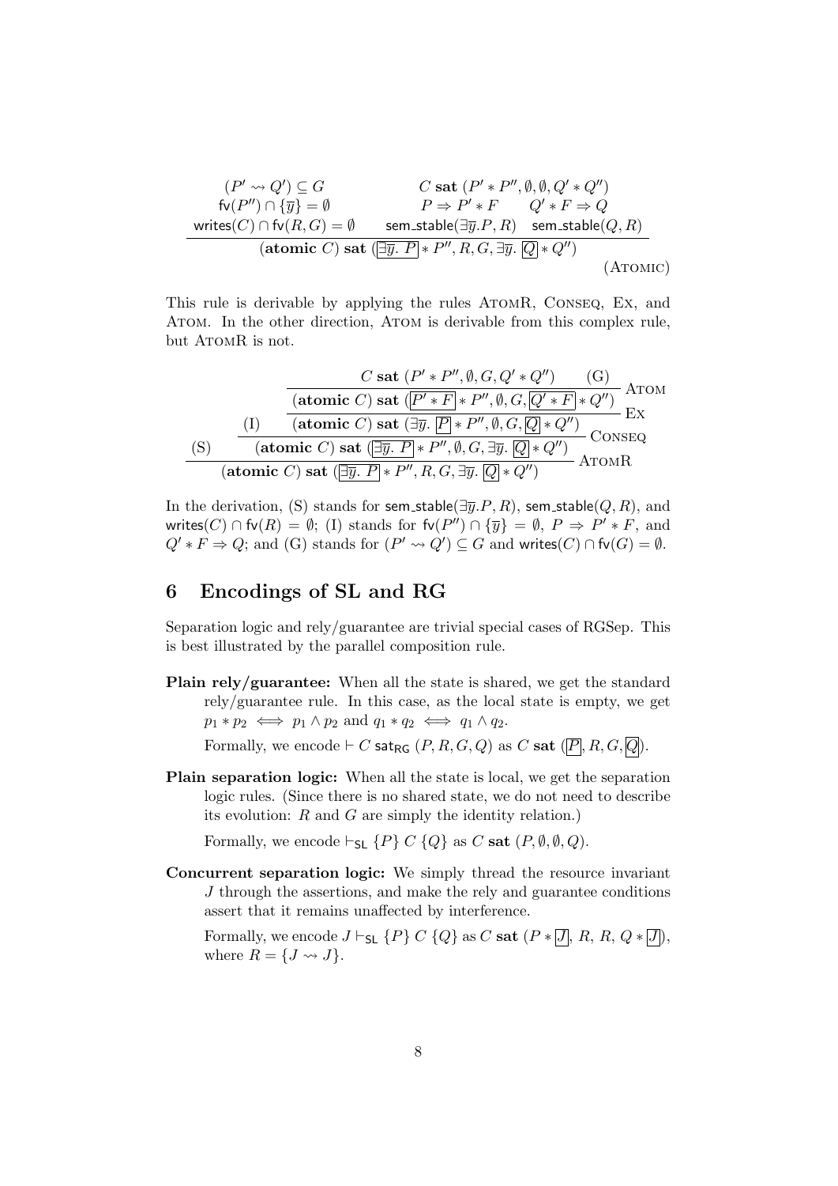$$\frac{\begin{array}{cc} (P' \rightsquigarrow Q') \subseteq G & C \textbf{ sat } (P' * P'', \emptyset, \emptyset, Q' * Q'') \\ \mathsf{fv}(P'') \cap \{\overline{y}\} = \emptyset & P \Rightarrow P' * F \qquad Q' * F \Rightarrow Q \\ \mathsf{writes}(C) \cap \mathsf{fv}(R, G) = \emptyset & \mathsf{sem\_stable}(\exists \overline{y}.P, R) \quad \mathsf{sem\_stable}(Q, R) \end{array}}{(\textbf{atomic } C) \textbf{ sat } (\boxed{\exists \overline{y}.\ P} * P'', R, G, \exists \overline{y}.\ \boxed{Q} * Q'')} \ (\textsc{Atomic})$$

This rule is derivable by applying the rules AtomR, Conseq, Ex, and Atom. In the other direction, Atom is derivable from this complex rule, but AtomR is not.

$$\dfrac{(S) \qquad \dfrac{(I) \qquad \dfrac{\dfrac{C \textbf{ sat } (P' * P'', \emptyset, G, Q' * Q'') \qquad (G)}{(\textbf{atomic } C) \textbf{ sat } (\boxed{P' * F} * P'', \emptyset, G, \boxed{Q' * F} * Q'')}\ \textsc{Atom}}{(\textbf{atomic } C) \textbf{ sat } (\exists \overline{y}.\ \boxed{P} * P'', \emptyset, G, \boxed{Q} * Q'')}\ \textsc{Ex}}{(\textbf{atomic } C) \textbf{ sat } (\boxed{\exists \overline{y}.\ P} * P'', \emptyset, G, \exists \overline{y}.\ \boxed{Q} * Q'')}\ \textsc{Conseq}}{(\textbf{atomic } C) \textbf{ sat } (\boxed{\exists \overline{y}.\ P} * P'', R, G, \exists \overline{y}.\ \boxed{Q} * Q'')}\ \textsc{AtomR}$$

In the derivation, (S) stands for $\mathsf{sem\_stable}(\exists \overline{y}.P, R)$, $\mathsf{sem\_stable}(Q, R)$, and $\mathsf{writes}(C) \cap \mathsf{fv}(R) = \emptyset$; (I) stands for $\mathsf{fv}(P'') \cap \{\overline{y}\} = \emptyset$, $P \Rightarrow P' * F$, and $Q' * F \Rightarrow Q$; and (G) stands for $(P' \rightsquigarrow Q') \subseteq G$ and $\mathsf{writes}(C) \cap \mathsf{fv}(G) = \emptyset$.

## 6 Encodings of SL and RG

Separation logic and rely/guarantee are trivial special cases of RGSep. This is best illustrated by the parallel composition rule.

**Plain rely/guarantee:** When all the state is shared, we get the standard rely/guarantee rule. In this case, as the local state is empty, we get $p_1 * p_2 \iff p_1 \wedge p_2$ and $q_1 * q_2 \iff q_1 \wedge q_2$.

Formally, we encode $\vdash C \ \mathsf{sat}_{\mathsf{RG}} \ (P, R, G, Q)$ as $C \textbf{ sat } (\boxed{P}, R, G, \boxed{Q})$.

**Plain separation logic:** When all the state is local, we get the separation logic rules. (Since there is no shared state, we do not need to describe its evolution: $R$ and $G$ are simply the identity relation.)

Formally, we encode $\vdash_{\mathsf{SL}} \{P\}\ C\ \{Q\}$ as $C \textbf{ sat } (P, \emptyset, \emptyset, Q)$.

**Concurrent separation logic:** We simply thread the resource invariant $J$ through the assertions, and make the rely and guarantee conditions assert that it remains unaffected by interference.

Formally, we encode $J \vdash_{\mathsf{SL}} \{P\}\ C\ \{Q\}$ as $C \textbf{ sat } (P * \boxed{J},\ R,\ R,\ Q * \boxed{J})$, where $R = \{J \rightsquigarrow J\}$.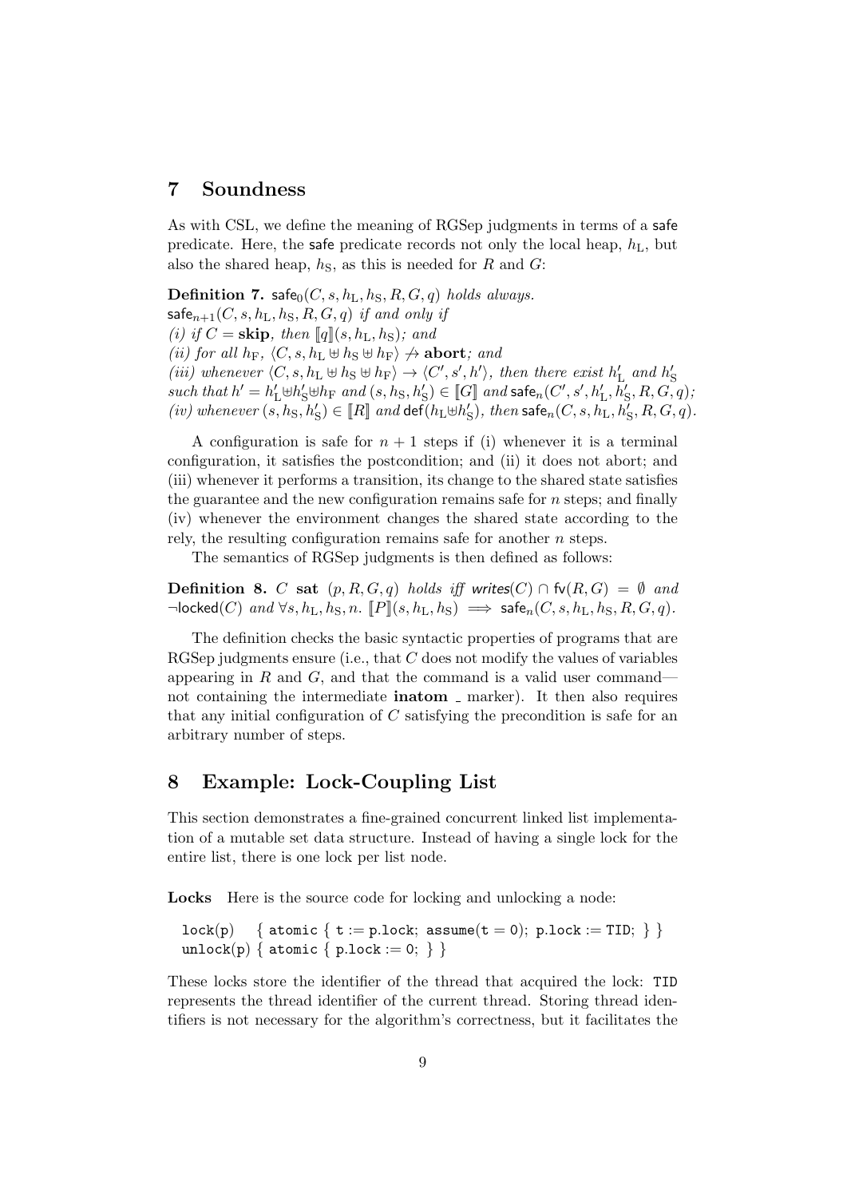## 7 Soundness

As with CSL, we define the meaning of RGSep judgments in terms of a safe predicate. Here, the safe predicate records not only the local heap, $h_{\mathrm{L}}$, but also the shared heap, $h_{\mathrm{S}}$, as this is needed for $R$ and $G$:

**Definition 7.** $\mathsf{safe}_0(C, s, h_{\mathrm{L}}, h_{\mathrm{S}}, R, G, q)$ *holds always.*
$\mathsf{safe}_{n+1}(C, s, h_{\mathrm{L}}, h_{\mathrm{S}}, R, G, q)$ *if and only if*
*(i) if* $C = \mathbf{skip}$*, then* $[\![q]\!](s, h_{\mathrm{L}}, h_{\mathrm{S}})$*; and*
*(ii) for all* $h_{\mathrm{F}}$*,* $\langle C, s, h_{\mathrm{L}} \uplus h_{\mathrm{S}} \uplus h_{\mathrm{F}} \rangle \not\to \mathbf{abort}$*; and*
*(iii) whenever* $\langle C, s, h_{\mathrm{L}} \uplus h_{\mathrm{S}} \uplus h_{\mathrm{F}} \rangle \to \langle C', s', h' \rangle$*, then there exist* $h'_{\mathrm{L}}$ *and* $h'_{\mathrm{S}}$ *such that* $h' = h'_{\mathrm{L}} \uplus h'_{\mathrm{S}} \uplus h_{\mathrm{F}}$ *and* $(s, h_{\mathrm{S}}, h'_{\mathrm{S}}) \in [\![G]\!]$ *and* $\mathsf{safe}_n(C', s', h'_{\mathrm{L}}, h'_{\mathrm{S}}, R, G, q)$*;*
*(iv) whenever* $(s, h_{\mathrm{S}}, h'_{\mathrm{S}}) \in [\![R]\!]$ *and* $\mathsf{def}(h_{\mathrm{L}} \uplus h'_{\mathrm{S}})$*, then* $\mathsf{safe}_n(C, s, h_{\mathrm{L}}, h'_{\mathrm{S}}, R, G, q)$*.*

A configuration is safe for $n + 1$ steps if (i) whenever it is a terminal configuration, it satisfies the postcondition; and (ii) it does not abort; and (iii) whenever it performs a transition, its change to the shared state satisfies the guarantee and the new configuration remains safe for $n$ steps; and finally (iv) whenever the environment changes the shared state according to the rely, the resulting configuration remains safe for another $n$ steps.

The semantics of RGSep judgments is then defined as follows:

**Definition 8.** $C$ **sat** $(p, R, G, q)$ *holds iff* $\mathit{writes}(C) \cap \mathsf{fv}(R, G) = \emptyset$ *and* $\neg\mathsf{locked}(C)$ *and* $\forall s, h_{\mathrm{L}}, h_{\mathrm{S}}, n.\ [\![P]\!](s, h_{\mathrm{L}}, h_{\mathrm{S}}) \implies \mathsf{safe}_n(C, s, h_{\mathrm{L}}, h_{\mathrm{S}}, R, G, q)$.

The definition checks the basic syntactic properties of programs that are RGSep judgments ensure (i.e., that $C$ does not modify the values of variables appearing in $R$ and $G$, and that the command is a valid user command—not containing the intermediate **inatom** _ marker). It then also requires that any initial configuration of $C$ satisfying the precondition is safe for an arbitrary number of steps.

## 8 Example: Lock-Coupling List

This section demonstrates a fine-grained concurrent linked list implementation of a mutable set data structure. Instead of having a single lock for the entire list, there is one lock per list node.

**Locks** Here is the source code for locking and unlocking a node:

```
lock(p)   { atomic { t := p.lock; assume(t = 0); p.lock := TID; } }
unlock(p) { atomic { p.lock := 0; } }
```

These locks store the identifier of the thread that acquired the lock: `TID` represents the thread identifier of the current thread. Storing thread identifiers is not necessary for the algorithm's correctness, but it facilitates the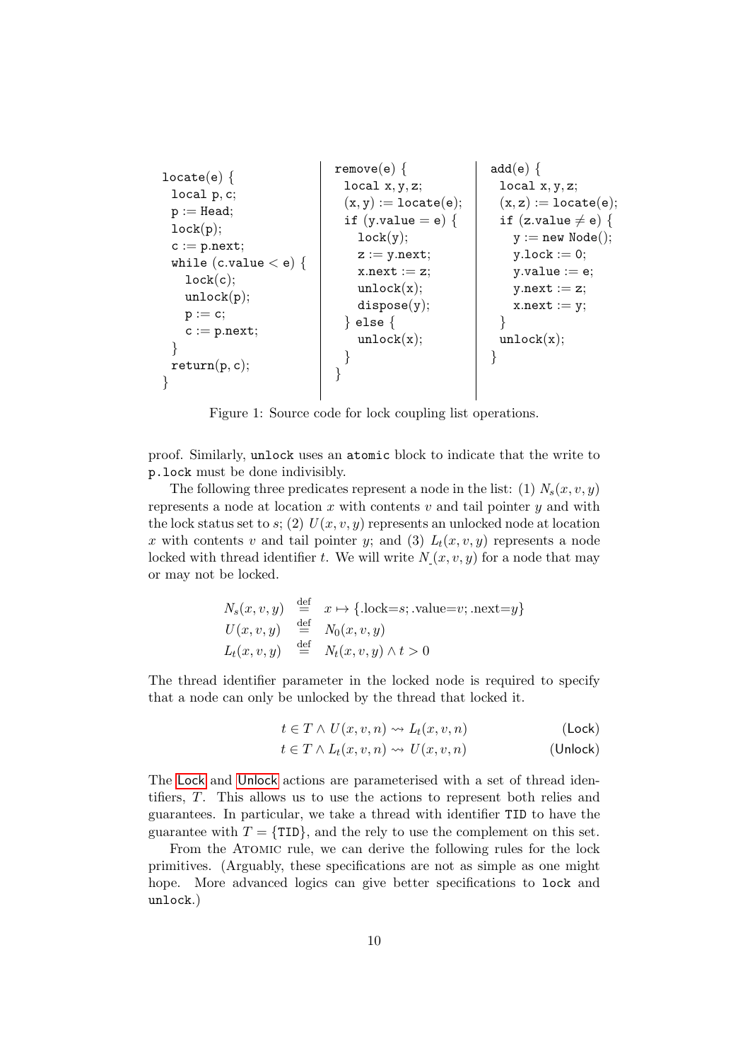```
locate(e) {
  local p, c;
  p := Head;
  lock(p);
  c := p.next;
  while (c.value < e) {
    lock(c);
    unlock(p);
    p := c;
    c := p.next;
  }
  return(p, c);
}
```

```
remove(e) {
  local x, y, z;
  (x, y) := locate(e);
  if (y.value = e) {
    lock(y);
    z := y.next;
    x.next := z;
    unlock(x);
    dispose(y);
  } else {
    unlock(x);
  }
}
```

```
add(e) {
  local x, y, z;
  (x, z) := locate(e);
  if (z.value ≠ e) {
    y := new Node();
    y.lock := 0;
    y.value := e;
    y.next := z;
    x.next := y;
  }
  unlock(x);
}
```

Figure 1: Source code for lock coupling list operations.

proof. Similarly, `unlock` uses an `atomic` block to indicate that the write to `p.lock` must be done indivisibly.

The following three predicates represent a node in the list: (1) $N_s(x, v, y)$ represents a node at location $x$ with contents $v$ and tail pointer $y$ and with the lock status set to $s$; (2) $U(x, v, y)$ represents an unlocked node at location $x$ with contents $v$ and tail pointer $y$; and (3) $L_t(x, v, y)$ represents a node locked with thread identifier $t$. We will write $N_{\_}(x, v, y)$ for a node that may or may not be locked.

$$
\begin{aligned}
N_s(x, v, y) &\overset{\text{def}}{=} x \mapsto \{.\text{lock}{=}s; .\text{value}{=}v; .\text{next}{=}y\} \\
U(x, v, y) &\overset{\text{def}}{=} N_0(x, v, y) \\
L_t(x, v, y) &\overset{\text{def}}{=} N_t(x, v, y) \wedge t > 0
\end{aligned}
$$

The thread identifier parameter in the locked node is required to specify that a node can only be unlocked by the thread that locked it.

$$t \in T \wedge U(x, v, n) \rightsquigarrow L_t(x, v, n) \qquad \text{(Lock)}$$

$$t \in T \wedge L_t(x, v, n) \rightsquigarrow U(x, v, n) \qquad \text{(Unlock)}$$

The Lock and Unlock actions are parameterised with a set of thread identifiers, $T$. This allows us to use the actions to represent both relies and guarantees. In particular, we take a thread with identifier TID to have the guarantee with $T = \{\text{TID}\}$, and the rely to use the complement on this set.

From the Atomic rule, we can derive the following rules for the lock primitives. (Arguably, these specifications are not as simple as one might hope. More advanced logics can give better specifications to `lock` and `unlock`.)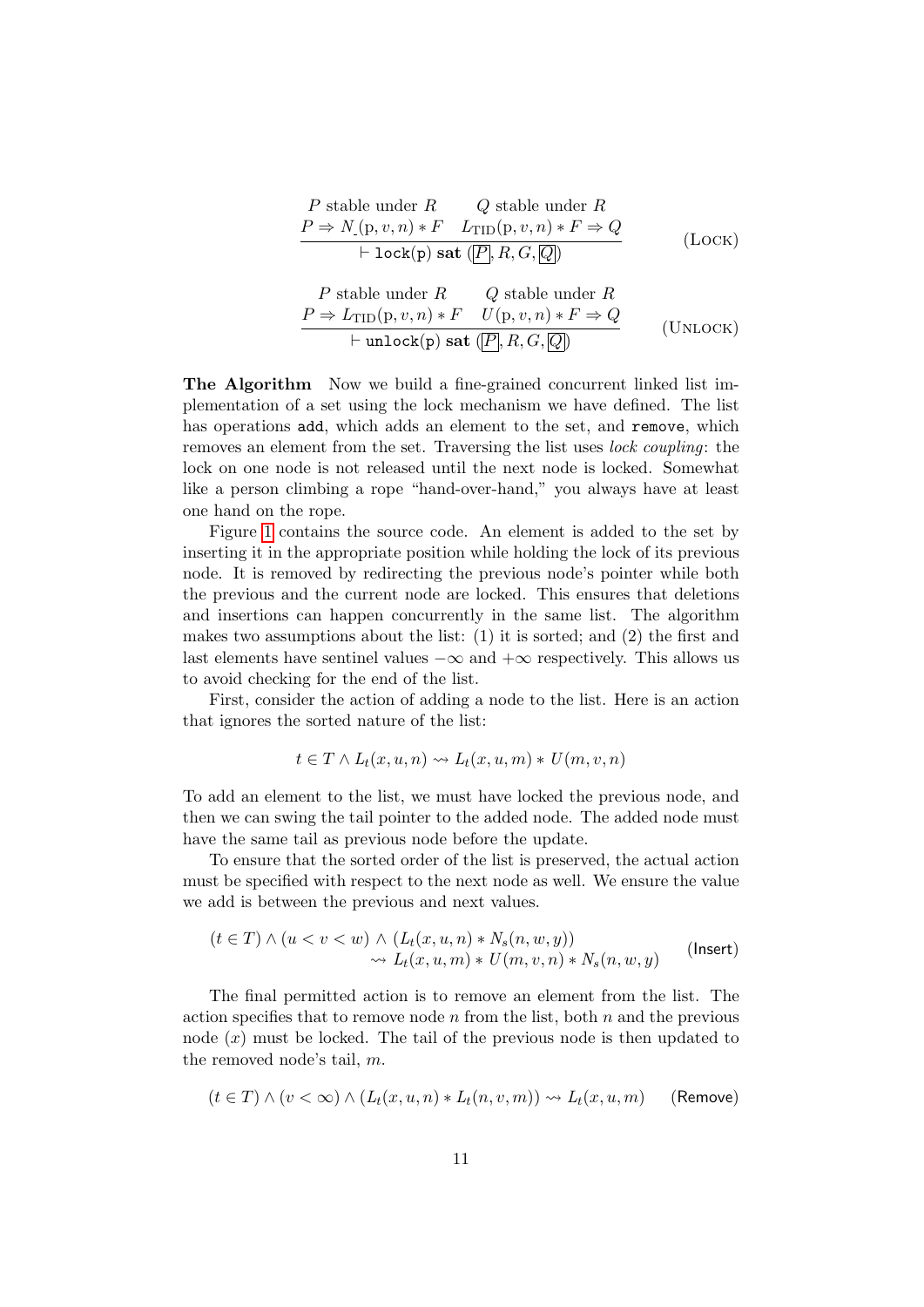$$\frac{\begin{array}{cc} P \text{ stable under } R & Q \text{ stable under } R \\ P \Rightarrow N_{\_}(\mathrm{p}, v, n) * F & L_{\mathrm{TID}}(\mathrm{p}, v, n) * F \Rightarrow Q \end{array}}{\vdash \texttt{lock(p)} \ \textbf{sat} \ (\boxed{P}, R, G, \boxed{Q})} \qquad (\textsc{Lock})$$

$$\frac{\begin{array}{cc} P \text{ stable under } R & Q \text{ stable under } R \\ P \Rightarrow L_{\mathrm{TID}}(\mathrm{p}, v, n) * F & U(\mathrm{p}, v, n) * F \Rightarrow Q \end{array}}{\vdash \texttt{unlock(p)} \ \textbf{sat} \ (\boxed{P}, R, G, \boxed{Q})} \qquad (\textsc{Unlock})$$

**The Algorithm** Now we build a fine-grained concurrent linked list implementation of a set using the lock mechanism we have defined. The list has operations `add`, which adds an element to the set, and `remove`, which removes an element from the set. Traversing the list uses *lock coupling*: the lock on one node is not released until the next node is locked. Somewhat like a person climbing a rope "hand-over-hand," you always have at least one hand on the rope.

Figure 1 contains the source code. An element is added to the set by inserting it in the appropriate position while holding the lock of its previous node. It is removed by redirecting the previous node's pointer while both the previous and the current node are locked. This ensures that deletions and insertions can happen concurrently in the same list. The algorithm makes two assumptions about the list: (1) it is sorted; and (2) the first and last elements have sentinel values $-\infty$ and $+\infty$ respectively. This allows us to avoid checking for the end of the list.

First, consider the action of adding a node to the list. Here is an action that ignores the sorted nature of the list:

$$t \in T \wedge L_t(x, u, n) \rightsquigarrow L_t(x, u, m) * U(m, v, n)$$

To add an element to the list, we must have locked the previous node, and then we can swing the tail pointer to the added node. The added node must have the same tail as previous node before the update.

To ensure that the sorted order of the list is preserved, the actual action must be specified with respect to the next node as well. We ensure the value we add is between the previous and next values.

$$\begin{aligned} &(t \in T) \wedge (u < v < w) \wedge (L_t(x, u, n) * N_s(n, w, y)) \\ &\qquad \rightsquigarrow L_t(x, u, m) * U(m, v, n) * N_s(n, w, y) \end{aligned} \qquad (\mathsf{Insert})$$

The final permitted action is to remove an element from the list. The action specifies that to remove node $n$ from the list, both $n$ and the previous node ($x$) must be locked. The tail of the previous node is then updated to the removed node's tail, $m$.

$$(t \in T) \wedge (v < \infty) \wedge (L_t(x, u, n) * L_t(n, v, m)) \rightsquigarrow L_t(x, u, m) \qquad (\mathsf{Remove})$$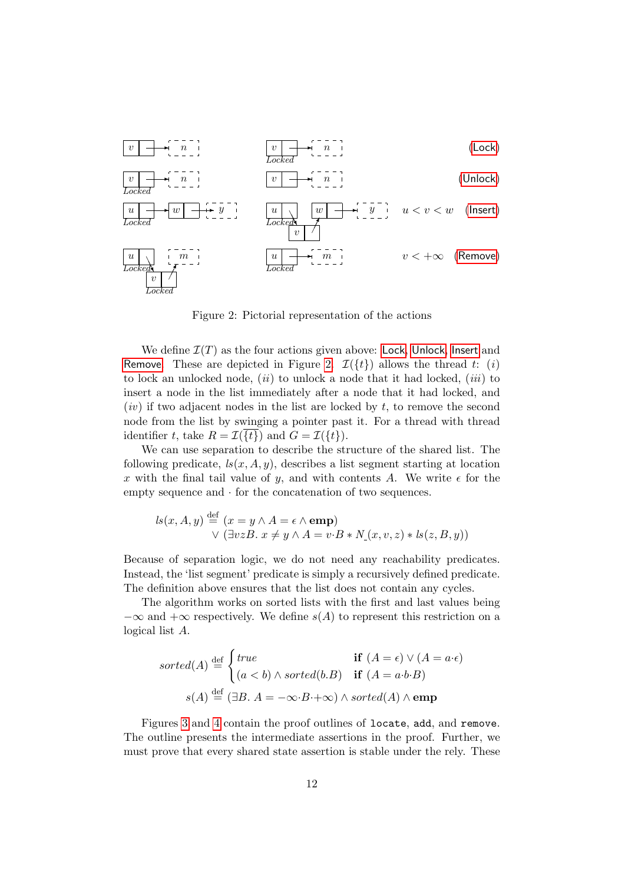(Lock)

(Unlock)

$u < v < w$ (Insert)

$v < +\infty$ (Remove)

Figure 2: Pictorial representation of the actions

We define $\mathcal{I}(T)$ as the four actions given above: Lock, Unlock, Insert and Remove. These are depicted in Figure 2. $\mathcal{I}(\{t\})$ allows the thread $t$: $(i)$ to lock an unlocked node, $(ii)$ to unlock a node that it had locked, $(iii)$ to insert a node in the list immediately after a node that it had locked, and $(iv)$ if two adjacent nodes in the list are locked by $t$, to remove the second node from the list by swinging a pointer past it. For a thread with thread identifier $t$, take $R = \mathcal{I}(\overline{\{t\}})$ and $G = \mathcal{I}(\{t\})$.

We can use separation to describe the structure of the shared list. The following predicate, $ls(x, A, y)$, describes a list segment starting at location $x$ with the final tail value of $y$, and with contents $A$. We write $\epsilon$ for the empty sequence and $\cdot$ for the concatenation of two sequences.

$$
\begin{aligned}
ls(x, A, y) \overset{\text{def}}{=}\ & (x = y \wedge A = \epsilon \wedge \mathbf{emp}) \\
& \vee (\exists v z B.\ x \neq y \wedge A = v{\cdot}B * N\_(x, v, z) * ls(z, B, y))
\end{aligned}
$$

Because of separation logic, we do not need any reachability predicates. Instead, the 'list segment' predicate is simply a recursively defined predicate. The definition above ensures that the list does not contain any cycles.

The algorithm works on sorted lists with the first and last values being $-\infty$ and $+\infty$ respectively. We define $s(A)$ to represent this restriction on a logical list $A$.

$$
sorted(A) \overset{\text{def}}{=} \begin{cases} true & \textbf{if } (A = \epsilon) \vee (A = a{\cdot}\epsilon) \\ (a < b) \wedge sorted(b.B) & \textbf{if } (A = a{\cdot}b{\cdot}B) \end{cases}
$$

$$
s(A) \overset{\text{def}}{=} (\exists B.\ A = -\infty{\cdot}B{\cdot}{+\infty}) \wedge sorted(A) \wedge \mathbf{emp}
$$

Figures 3 and 4 contain the proof outlines of `locate`, `add`, and `remove`. The outline presents the intermediate assertions in the proof. Further, we must prove that every shared state assertion is stable under the rely. These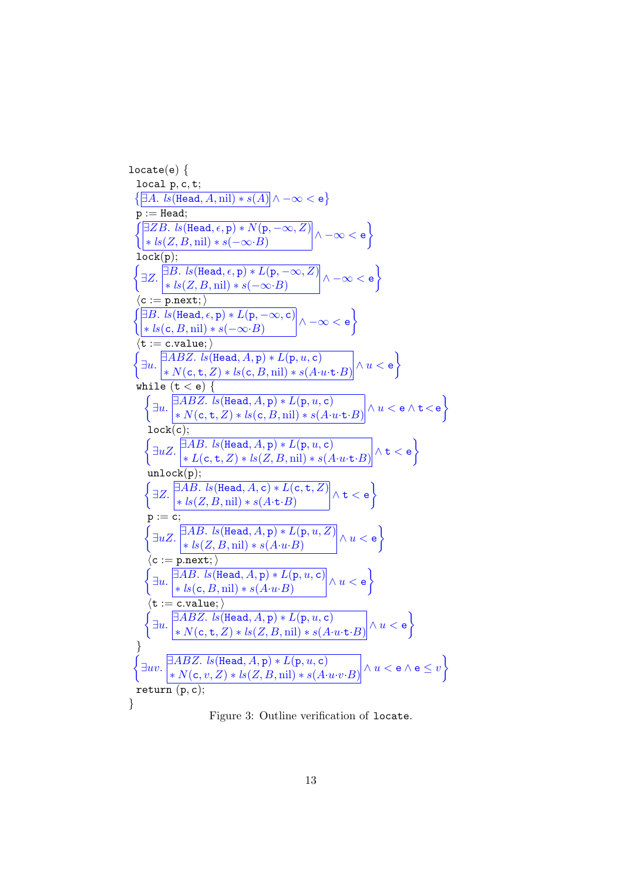```
locate(e) {
  local p, c, t;
  {[∃A. ls(Head, A, nil) * s(A)] ∧ −∞ < e}
  p := Head;
  {[∃ZB. ls(Head, ε, p) * N(p, −∞, Z)
    * ls(Z, B, nil) * s(−∞·B)] ∧ −∞ < e}
  lock(p);
  {∃Z. [∃B. ls(Head, ε, p) * L(p, −∞, Z)
        * ls(Z, B, nil) * s(−∞·B)] ∧ −∞ < e}
  ⟨c := p.next;⟩
  {[∃B. ls(Head, ε, p) * L(p, −∞, c)
    * ls(c, B, nil) * s(−∞·B)] ∧ −∞ < e}
  ⟨t := c.value;⟩
  {∃u. [∃ABZ. ls(Head, A, p) * L(p, u, c)
        * N(c, t, Z) * ls(c, B, nil) * s(A·u·t·B)] ∧ u < e}
  while (t < e) {
    {∃u. [∃ABZ. ls(Head, A, p) * L(p, u, c)
          * N(c, t, Z) * ls(c, B, nil) * s(A·u·t·B)] ∧ u < e ∧ t < e}
    lock(c);
    {∃uZ. [∃AB. ls(Head, A, p) * L(p, u, c)
           * L(c, t, Z) * ls(Z, B, nil) * s(A·u·t·B)] ∧ t < e}
    unlock(p);
    {∃Z. [∃AB. ls(Head, A, c) * L(c, t, Z)
          * ls(Z, B, nil) * s(A·t·B)] ∧ t < e}
    p := c;
    {∃uZ. [∃AB. ls(Head, A, p) * L(p, u, Z)
           * ls(Z, B, nil) * s(A·u·B)] ∧ u < e}
    ⟨c := p.next;⟩
    {∃u. [∃AB. ls(Head, A, p) * L(p, u, c)
          * ls(c, B, nil) * s(A·u·B)] ∧ u < e}
    ⟨t := c.value;⟩
    {∃u. [∃ABZ. ls(Head, A, p) * L(p, u, c)
          * N(c, t, Z) * ls(Z, B, nil) * s(A·u·t·B)] ∧ u < e}
  }
  {∃uv. [∃ABZ. ls(Head, A, p) * L(p, u, c)
         * N(c, v, Z) * ls(Z, B, nil) * s(A·u·v·B)] ∧ u < e ∧ e ≤ v}
  return (p, c);
}
```

Figure 3: Outline verification of locate.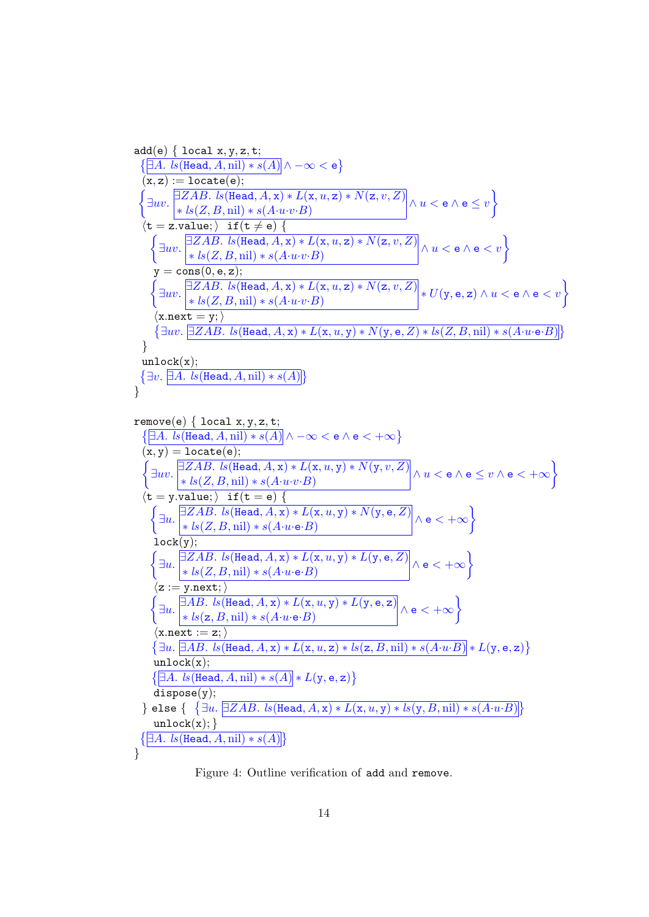```
add(e) { local x, y, z, t;
  { [∃A. ls(Head, A, nil) ∗ s(A)] ∧ −∞ < e }
  (x, z) := locate(e);
  { ∃uv. [∃ZAB. ls(Head, A, x) ∗ L(x, u, z) ∗ N(z, v, Z)
               ∗ ls(Z, B, nil) ∗ s(A·u·v·B)] ∧ u < e ∧ e ≤ v }
  ⟨t = z.value;⟩  if(t ≠ e) {
    { ∃uv. [∃ZAB. ls(Head, A, x) ∗ L(x, u, z) ∗ N(z, v, Z)
                 ∗ ls(Z, B, nil) ∗ s(A·u·v·B)] ∧ u < e ∧ e < v }
    y = cons(0, e, z);
    { ∃uv. [∃ZAB. ls(Head, A, x) ∗ L(x, u, z) ∗ N(z, v, Z)
                 ∗ ls(Z, B, nil) ∗ s(A·u·v·B)] ∗ U(y, e, z) ∧ u < e ∧ e < v }
    ⟨x.next = y;⟩
    { ∃uv. [∃ZAB. ls(Head, A, x) ∗ L(x, u, y) ∗ N(y, e, Z) ∗ ls(Z, B, nil) ∗ s(A·u·e·B)] }
  }
  unlock(x);
  { ∃v. [∃A. ls(Head, A, nil) ∗ s(A)] }
}

remove(e) { local x, y, z, t;
  { [∃A. ls(Head, A, nil) ∗ s(A)] ∧ −∞ < e ∧ e < +∞ }
  (x, y) = locate(e);
  { ∃uv. [∃ZAB. ls(Head, A, x) ∗ L(x, u, y) ∗ N(y, v, Z)
               ∗ ls(Z, B, nil) ∗ s(A·u·v·B)] ∧ u < e ∧ e ≤ v ∧ e < +∞ }
  ⟨t = y.value;⟩  if(t = e) {
    { ∃u. [∃ZAB. ls(Head, A, x) ∗ L(x, u, y) ∗ N(y, e, Z)
                ∗ ls(Z, B, nil) ∗ s(A·u·e·B)] ∧ e < +∞ }
    lock(y);
    { ∃u. [∃ZAB. ls(Head, A, x) ∗ L(x, u, y) ∗ L(y, e, Z)
                ∗ ls(Z, B, nil) ∗ s(A·u·e·B)] ∧ e < +∞ }
    ⟨z := y.next;⟩
    { ∃u. [∃AB. ls(Head, A, x) ∗ L(x, u, y) ∗ L(y, e, z)
               ∗ ls(z, B, nil) ∗ s(A·u·e·B)] ∧ e < +∞ }
    ⟨x.next := z;⟩
    { ∃u. [∃AB. ls(Head, A, x) ∗ L(x, u, z) ∗ ls(z, B, nil) ∗ s(A·u·B)] ∗ L(y, e, z) }
    unlock(x);
    { [∃A. ls(Head, A, nil) ∗ s(A)] ∗ L(y, e, z) }
    dispose(y);
  } else {  { ∃u. [∃ZAB. ls(Head, A, x) ∗ L(x, u, y) ∗ ls(y, B, nil) ∗ s(A·u·B)] }
    unlock(x); }
  { [∃A. ls(Head, A, nil) ∗ s(A)] }
}
```

Figure 4: Outline verification of add and remove.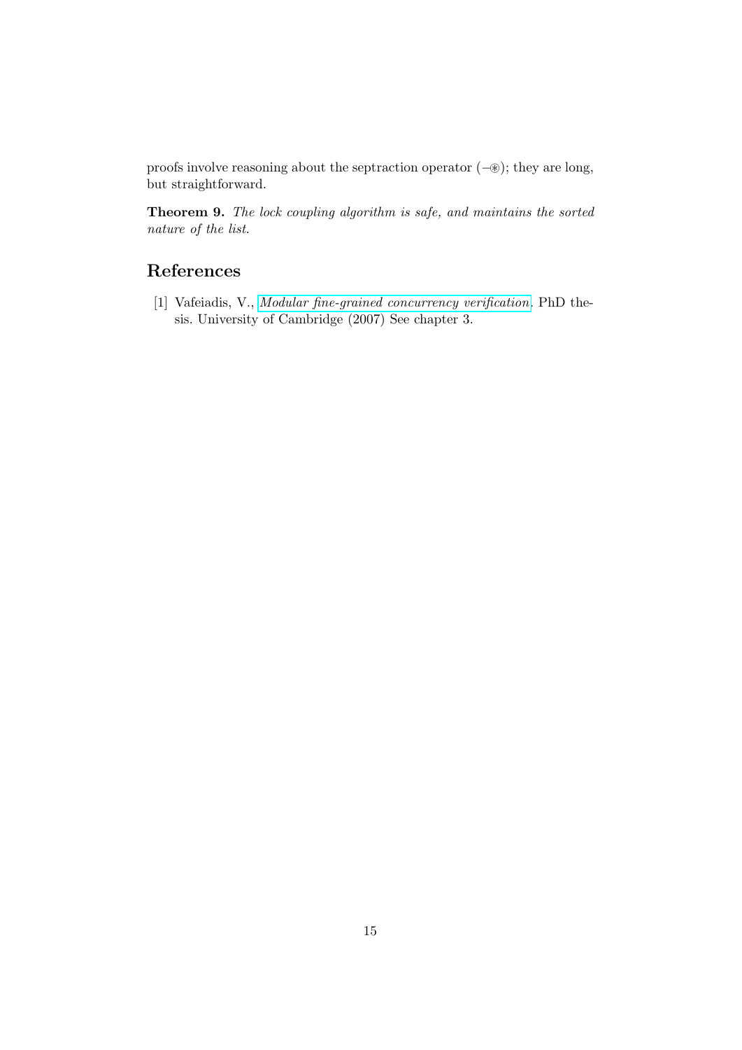proofs involve reasoning about the septraction operator ($-\circledast$); they are long, but straightforward.

**Theorem 9.** *The lock coupling algorithm is safe, and maintains the sorted nature of the list.*

## References

[1] Vafeiadis, V., *Modular fine-grained concurrency verification*. PhD thesis. University of Cambridge (2007) See chapter 3.